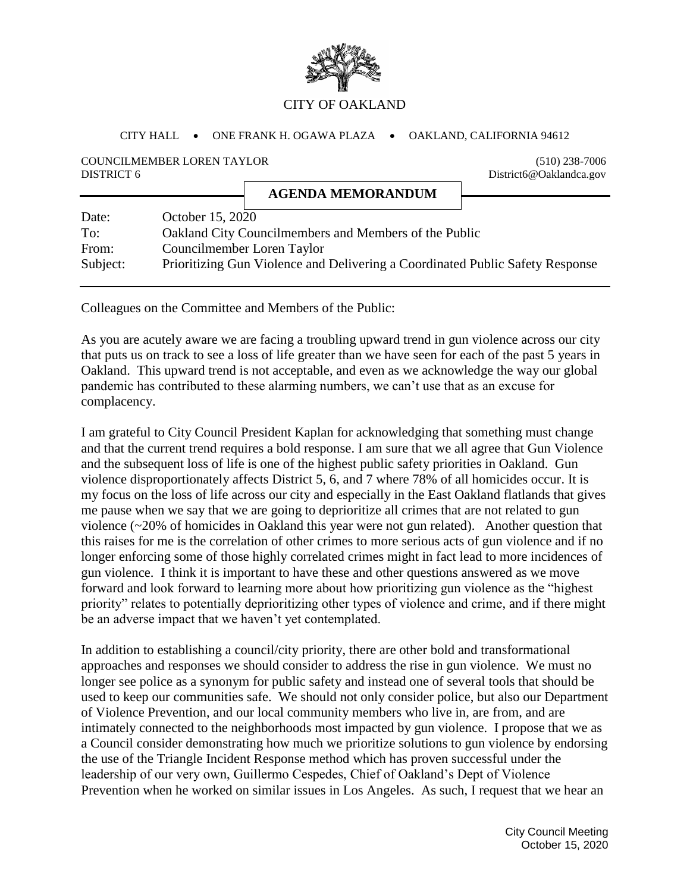CITY OF OAKLAND

CITY HALL • ONE FRANK H. OGAWA PLAZA • OAKLAND, CALIFORNIA 94612

COUNCILMEMBER LOREN TAYLOR
DISTRICT 6

(510) 238-7006
District6@Oaklandca.gov

## AGENDA MEMORANDUM

Date: October 15, 2020
To: Oakland City Councilmembers and Members of the Public
From: Councilmember Loren Taylor
Subject: Prioritizing Gun Violence and Delivering a Coordinated Public Safety Response

---

Colleagues on the Committee and Members of the Public:

As you are acutely aware we are facing a troubling upward trend in gun violence across our city that puts us on track to see a loss of life greater than we have seen for each of the past 5 years in Oakland. This upward trend is not acceptable, and even as we acknowledge the way our global pandemic has contributed to these alarming numbers, we can't use that as an excuse for complacency.

I am grateful to City Council President Kaplan for acknowledging that something must change and that the current trend requires a bold response. I am sure that we all agree that Gun Violence and the subsequent loss of life is one of the highest public safety priorities in Oakland. Gun violence disproportionately affects District 5, 6, and 7 where 78% of all homicides occur. It is my focus on the loss of life across our city and especially in the East Oakland flatlands that gives me pause when we say that we are going to deprioritize all crimes that are not related to gun violence (~20% of homicides in Oakland this year were not gun related). Another question that this raises for me is the correlation of other crimes to more serious acts of gun violence and if no longer enforcing some of those highly correlated crimes might in fact lead to more incidences of gun violence. I think it is important to have these and other questions answered as we move forward and look forward to learning more about how prioritizing gun violence as the "highest priority" relates to potentially deprioritizing other types of violence and crime, and if there might be an adverse impact that we haven't yet contemplated.

In addition to establishing a council/city priority, there are other bold and transformational approaches and responses we should consider to address the rise in gun violence. We must no longer see police as a synonym for public safety and instead one of several tools that should be used to keep our communities safe. We should not only consider police, but also our Department of Violence Prevention, and our local community members who live in, are from, and are intimately connected to the neighborhoods most impacted by gun violence. I propose that we as a Council consider demonstrating how much we prioritize solutions to gun violence by endorsing the use of the Triangle Incident Response method which has proven successful under the leadership of our very own, Guillermo Cespedes, Chief of Oakland's Dept of Violence Prevention when he worked on similar issues in Los Angeles. As such, I request that we hear an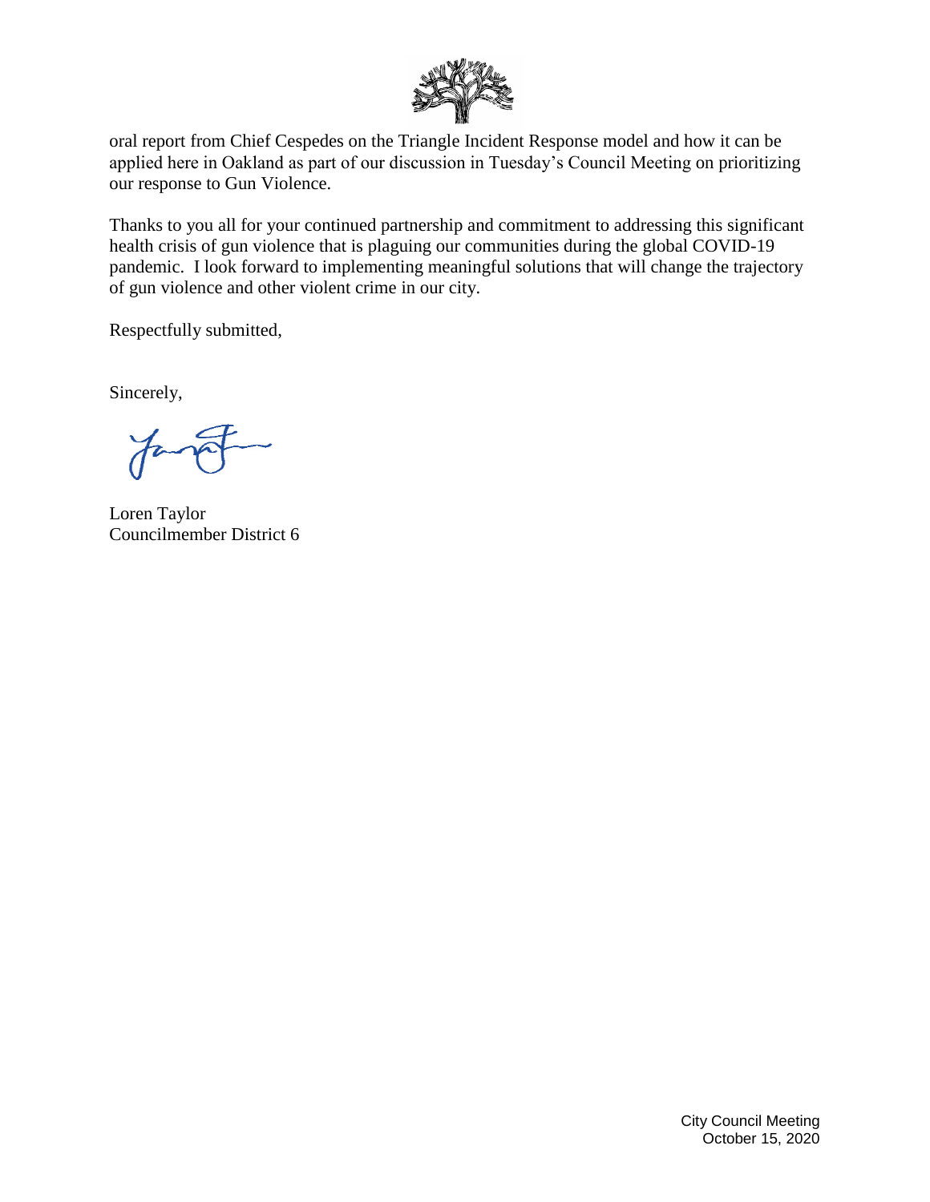oral report from Chief Cespedes on the Triangle Incident Response model and how it can be applied here in Oakland as part of our discussion in Tuesday's Council Meeting on prioritizing our response to Gun Violence.

Thanks to you all for your continued partnership and commitment to addressing this significant health crisis of gun violence that is plaguing our communities during the global COVID-19 pandemic. I look forward to implementing meaningful solutions that will change the trajectory of gun violence and other violent crime in our city.

Respectfully submitted,

Sincerely,

Loren Taylor
Councilmember District 6

City Council Meeting
October 15, 2020